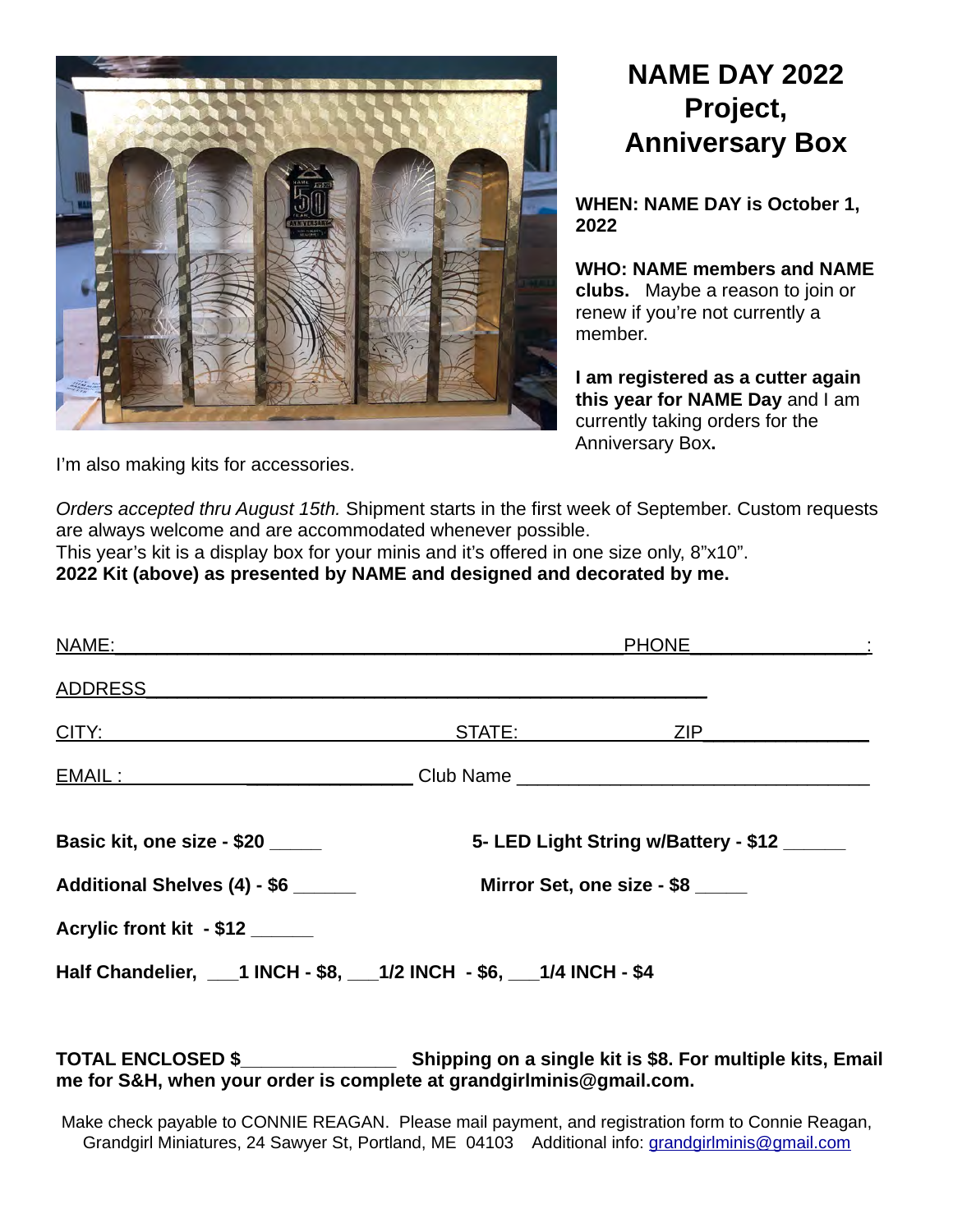# NAME DAY 2022 Project, Anniversary Box

**WHEN: NAME DAY is October 1, 2022**

**WHO: NAME members and NAME clubs.** Maybe a reason to join or renew if you're not currently a member.

**I am registered as a cutter again this year for NAME Day** and I am currently taking orders for the Anniversary Box**.**

I'm also making kits for accessories.

*Orders accepted thru August 15th.* Shipment starts in the first week of September. Custom requests are always welcome and are accommodated whenever possible.
This year's kit is a display box for your minis and it's offered in one size only, 8"x10".
**2022 Kit (above) as presented by NAME and designed and decorated by me.**

NAME:_________________________________________________PHONE________________:

ADDRESS_____________________________________________________

CITY:_________________________________STATE:______________ZIP________________

EMAIL :____________________________ Club Name __________________________________

**Basic kit, one size - $20 _____**

**5- LED Light String w/Battery - $12 ______**

**Additional Shelves (4) - $6 ______**

**Mirror Set, one size - $8 _____**

**Acrylic front kit - $12 ______**

**Half Chandelier, ___1 INCH - $8, ___1/2 INCH - $6, ___1/4 INCH - $4**

**TOTAL ENCLOSED $_______________ Shipping on a single kit is $8. For multiple kits, Email me for S&H, when your order is complete at grandgirlminis@gmail.com.**

Make check payable to CONNIE REAGAN. Please mail payment, and registration form to Connie Reagan, Grandgirl Miniatures, 24 Sawyer St, Portland, ME 04103 Additional info: grandgirlminis@gmail.com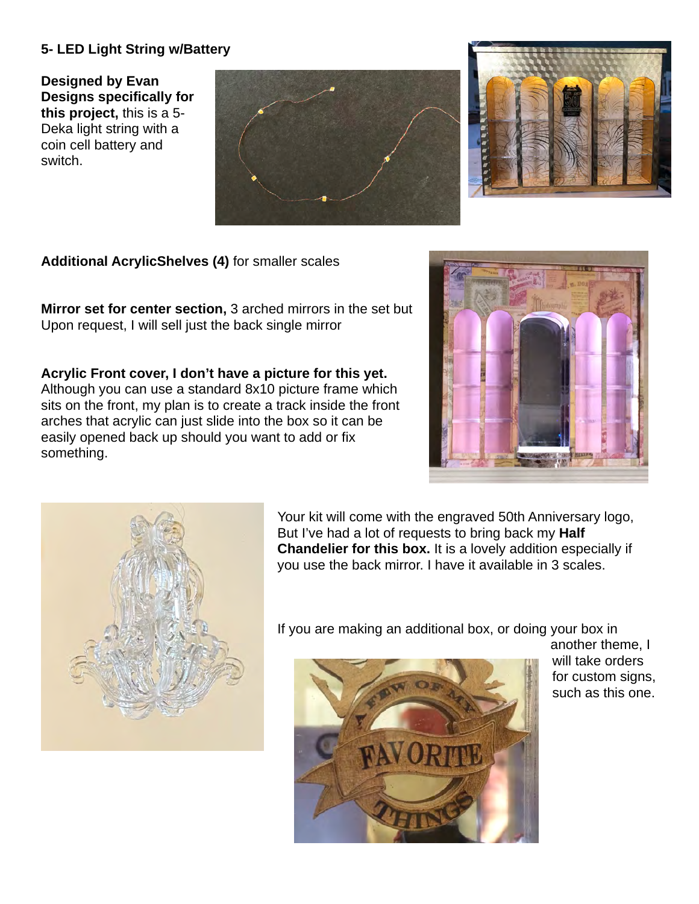**5- LED Light String w/Battery**

**Designed by Evan Designs specifically for this project,** this is a 5-Deka light string with a coin cell battery and switch.

**Additional AcrylicShelves (4)** for smaller scales

**Mirror set for center section,** 3 arched mirrors in the set but Upon request, I will sell just the back single mirror

**Acrylic Front cover, I don't have a picture for this yet.** Although you can use a standard 8x10 picture frame which sits on the front, my plan is to create a track inside the front arches that acrylic can just slide into the box so it can be easily opened back up should you want to add or fix something.

Your kit will come with the engraved 50th Anniversary logo, But I've had a lot of requests to bring back my **Half Chandelier for this box.** It is a lovely addition especially if you use the back mirror. I have it available in 3 scales.

If you are making an additional box, or doing your box in another theme, I will take orders for custom signs, such as this one.